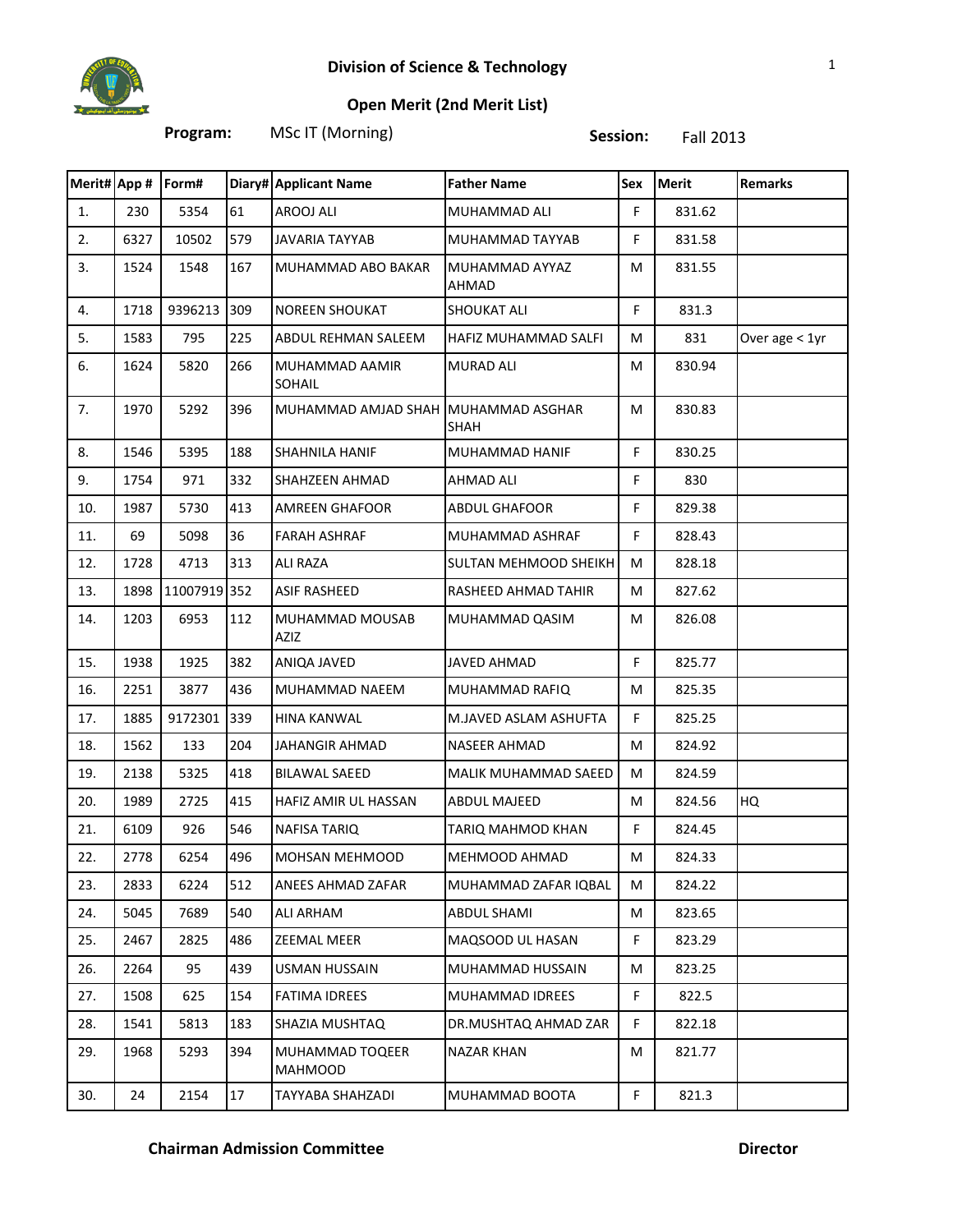# Division of Science & Technology

## Open Merit (2nd Merit List)

**Program:** MSc IT (Morning) **Session:** Fall 2013

| Merit# | App # | Form# | Diary# | Applicant Name | Father Name | Sex | Merit | Remarks |
|---|---|---|---|---|---|---|---|---|
| 1. | 230 | 5354 | 61 | AROOJ ALI | MUHAMMAD ALI | F | 831.62 | |
| 2. | 6327 | 10502 | 579 | JAVARIA TAYYAB | MUHAMMAD TAYYAB | F | 831.58 | |
| 3. | 1524 | 1548 | 167 | MUHAMMAD ABO BAKAR | MUHAMMAD AYYAZ AHMAD | M | 831.55 | |
| 4. | 1718 | 9396213 | 309 | NOREEN SHOUKAT | SHOUKAT ALI | F | 831.3 | |
| 5. | 1583 | 795 | 225 | ABDUL REHMAN SALEEM | HAFIZ MUHAMMAD SALFI | M | 831 | Over age < 1yr |
| 6. | 1624 | 5820 | 266 | MUHAMMAD AAMIR SOHAIL | MURAD ALI | M | 830.94 | |
| 7. | 1970 | 5292 | 396 | MUHAMMAD AMJAD SHAH | MUHAMMAD ASGHAR SHAH | M | 830.83 | |
| 8. | 1546 | 5395 | 188 | SHAHNILA HANIF | MUHAMMAD HANIF | F | 830.25 | |
| 9. | 1754 | 971 | 332 | SHAHZEEN AHMAD | AHMAD ALI | F | 830 | |
| 10. | 1987 | 5730 | 413 | AMREEN GHAFOOR | ABDUL GHAFOOR | F | 829.38 | |
| 11. | 69 | 5098 | 36 | FARAH ASHRAF | MUHAMMAD ASHRAF | F | 828.43 | |
| 12. | 1728 | 4713 | 313 | ALI RAZA | SULTAN MEHMOOD SHEIKH | M | 828.18 | |
| 13. | 1898 | 11007919 | 352 | ASIF RASHEED | RASHEED AHMAD TAHIR | M | 827.62 | |
| 14. | 1203 | 6953 | 112 | MUHAMMAD MOUSAB AZIZ | MUHAMMAD QASIM | M | 826.08 | |
| 15. | 1938 | 1925 | 382 | ANIQA JAVED | JAVED AHMAD | F | 825.77 | |
| 16. | 2251 | 3877 | 436 | MUHAMMAD NAEEM | MUHAMMAD RAFIQ | M | 825.35 | |
| 17. | 1885 | 9172301 | 339 | HINA KANWAL | M.JAVED ASLAM ASHUFTA | F | 825.25 | |
| 18. | 1562 | 133 | 204 | JAHANGIR AHMAD | NASEER AHMAD | M | 824.92 | |
| 19. | 2138 | 5325 | 418 | BILAWAL SAEED | MALIK MUHAMMAD SAEED | M | 824.59 | |
| 20. | 1989 | 2725 | 415 | HAFIZ AMIR UL HASSAN | ABDUL MAJEED | M | 824.56 | HQ |
| 21. | 6109 | 926 | 546 | NAFISA TARIQ | TARIQ MAHMOD KHAN | F | 824.45 | |
| 22. | 2778 | 6254 | 496 | MOHSAN MEHMOOD | MEHMOOD AHMAD | M | 824.33 | |
| 23. | 2833 | 6224 | 512 | ANEES AHMAD ZAFAR | MUHAMMAD ZAFAR IQBAL | M | 824.22 | |
| 24. | 5045 | 7689 | 540 | ALI ARHAM | ABDUL SHAMI | M | 823.65 | |
| 25. | 2467 | 2825 | 486 | ZEEMAL MEER | MAQSOOD UL HASAN | F | 823.29 | |
| 26. | 2264 | 95 | 439 | USMAN HUSSAIN | MUHAMMAD HUSSAIN | M | 823.25 | |
| 27. | 1508 | 625 | 154 | FATIMA IDREES | MUHAMMAD IDREES | F | 822.5 | |
| 28. | 1541 | 5813 | 183 | SHAZIA MUSHTAQ | DR.MUSHTAQ AHMAD ZAR | F | 822.18 | |
| 29. | 1968 | 5293 | 394 | MUHAMMAD TOQEER MAHMOOD | NAZAR KHAN | M | 821.77 | |
| 30. | 24 | 2154 | 17 | TAYYABA SHAHZADI | MUHAMMAD BOOTA | F | 821.3 | |

**Chairman Admission Committee** **Director**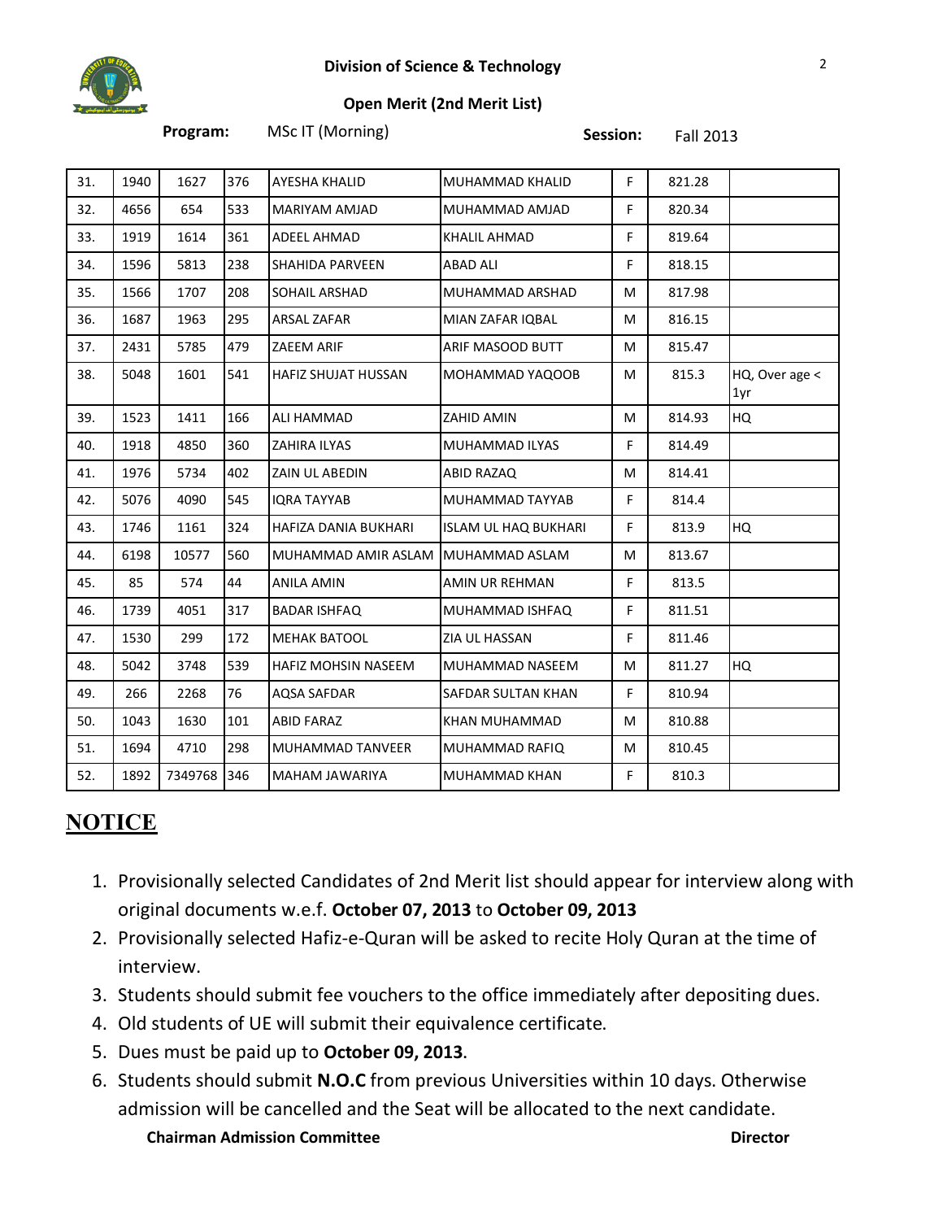**Division of Science & Technology**

**Open Merit (2nd Merit List)**

**Program:** MSc IT (Morning) **Session:** Fall 2013

| | | | | | | | | |
|---|---|---|---|---|---|---|---|---|
| 31. | 1940 | 1627 | 376 | AYESHA KHALID | MUHAMMAD KHALID | F | 821.28 | |
| 32. | 4656 | 654 | 533 | MARIYAM AMJAD | MUHAMMAD AMJAD | F | 820.34 | |
| 33. | 1919 | 1614 | 361 | ADEEL AHMAD | KHALIL AHMAD | F | 819.64 | |
| 34. | 1596 | 5813 | 238 | SHAHIDA PARVEEN | ABAD ALI | F | 818.15 | |
| 35. | 1566 | 1707 | 208 | SOHAIL ARSHAD | MUHAMMAD ARSHAD | M | 817.98 | |
| 36. | 1687 | 1963 | 295 | ARSAL ZAFAR | MIAN ZAFAR IQBAL | M | 816.15 | |
| 37. | 2431 | 5785 | 479 | ZAEEM ARIF | ARIF MASOOD BUTT | M | 815.47 | |
| 38. | 5048 | 1601 | 541 | HAFIZ SHUJAT HUSSAN | MOHAMMAD YAQOOB | M | 815.3 | HQ, Over age < 1yr |
| 39. | 1523 | 1411 | 166 | ALI HAMMAD | ZAHID AMIN | M | 814.93 | HQ |
| 40. | 1918 | 4850 | 360 | ZAHIRA ILYAS | MUHAMMAD ILYAS | F | 814.49 | |
| 41. | 1976 | 5734 | 402 | ZAIN UL ABEDIN | ABID RAZAQ | M | 814.41 | |
| 42. | 5076 | 4090 | 545 | IQRA TAYYAB | MUHAMMAD TAYYAB | F | 814.4 | |
| 43. | 1746 | 1161 | 324 | HAFIZA DANIA BUKHARI | ISLAM UL HAQ BUKHARI | F | 813.9 | HQ |
| 44. | 6198 | 10577 | 560 | MUHAMMAD AMIR ASLAM | MUHAMMAD ASLAM | M | 813.67 | |
| 45. | 85 | 574 | 44 | ANILA AMIN | AMIN UR REHMAN | F | 813.5 | |
| 46. | 1739 | 4051 | 317 | BADAR ISHFAQ | MUHAMMAD ISHFAQ | F | 811.51 | |
| 47. | 1530 | 299 | 172 | MEHAK BATOOL | ZIA UL HASSAN | F | 811.46 | |
| 48. | 5042 | 3748 | 539 | HAFIZ MOHSIN NASEEM | MUHAMMAD NASEEM | M | 811.27 | HQ |
| 49. | 266 | 2268 | 76 | AQSA SAFDAR | SAFDAR SULTAN KHAN | F | 810.94 | |
| 50. | 1043 | 1630 | 101 | ABID FARAZ | KHAN MUHAMMAD | M | 810.88 | |
| 51. | 1694 | 4710 | 298 | MUHAMMAD TANVEER | MUHAMMAD RAFIQ | M | 810.45 | |
| 52. | 1892 | 7349768 | 346 | MAHAM JAWARIYA | MUHAMMAD KHAN | F | 810.3 | |

## NOTICE

1. Provisionally selected Candidates of 2nd Merit list should appear for interview along with original documents w.e.f. **October 07, 2013** to **October 09, 2013**
2. Provisionally selected Hafiz-e-Quran will be asked to recite Holy Quran at the time of interview.
3. Students should submit fee vouchers to the office immediately after depositing dues.
4. Old students of UE will submit their equivalence certificate.
5. Dues must be paid up to **October 09, 2013**.
6. Students should submit **N.O.C** from previous Universities within 10 days. Otherwise admission will be cancelled and the Seat will be allocated to the next candidate.

**Chairman Admission Committee** **Director**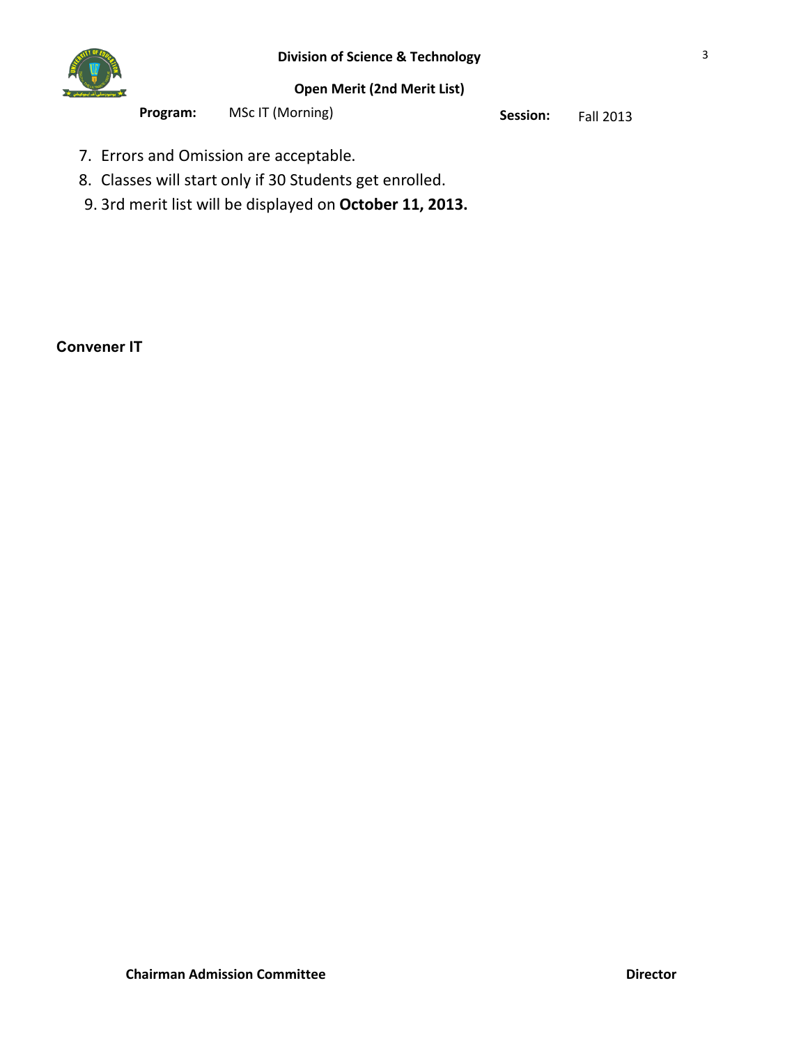**Division of Science & Technology**

**Open Merit (2nd Merit List)**

**Program:** MSc IT (Morning) **Session:** Fall 2013

7. Errors and Omission are acceptable.
8. Classes will start only if 30 Students get enrolled.
9. 3rd merit list will be displayed on **October 11, 2013.**

**Convener IT**

**Chairman Admission Committee** **Director**